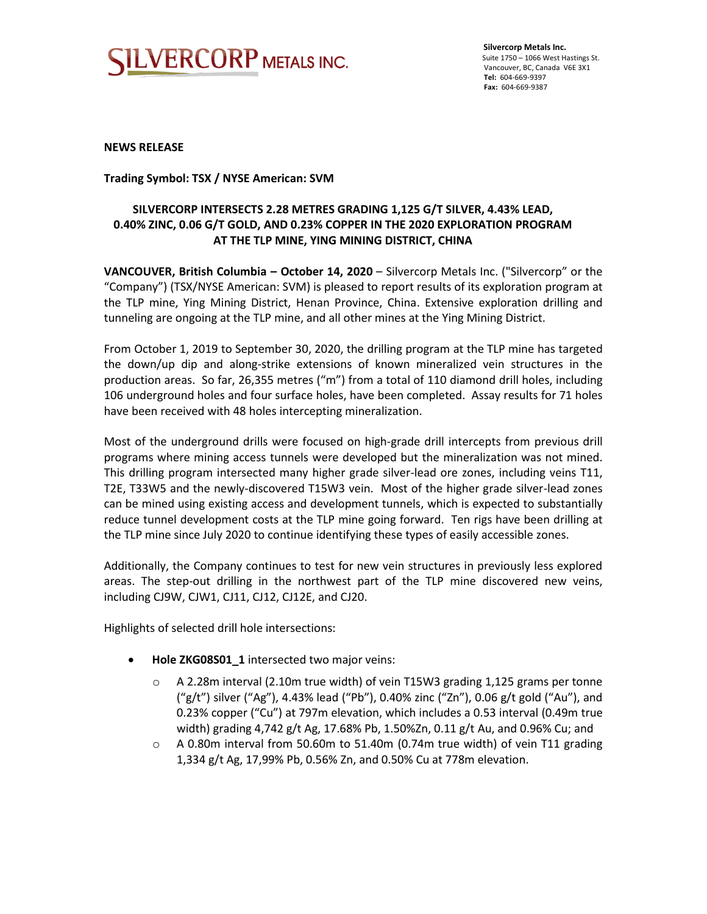**Silvercorp Metals Inc.**
Suite 1750 – 1066 West Hastings St.
Vancouver, BC, Canada V6E 3X1
**Tel:** 604-669-9397
**Fax:** 604-669-9387

**NEWS RELEASE**

**Trading Symbol: TSX / NYSE American: SVM**

## SILVERCORP INTERSECTS 2.28 METRES GRADING 1,125 G/T SILVER, 4.43% LEAD, 0.40% ZINC, 0.06 G/T GOLD, AND 0.23% COPPER IN THE 2020 EXPLORATION PROGRAM AT THE TLP MINE, YING MINING DISTRICT, CHINA

**VANCOUVER, British Columbia – October 14, 2020** – Silvercorp Metals Inc. ("Silvercorp" or the "Company") (TSX/NYSE American: SVM) is pleased to report results of its exploration program at the TLP mine, Ying Mining District, Henan Province, China. Extensive exploration drilling and tunneling are ongoing at the TLP mine, and all other mines at the Ying Mining District.

From October 1, 2019 to September 30, 2020, the drilling program at the TLP mine has targeted the down/up dip and along-strike extensions of known mineralized vein structures in the production areas. So far, 26,355 metres ("m") from a total of 110 diamond drill holes, including 106 underground holes and four surface holes, have been completed. Assay results for 71 holes have been received with 48 holes intercepting mineralization.

Most of the underground drills were focused on high-grade drill intercepts from previous drill programs where mining access tunnels were developed but the mineralization was not mined. This drilling program intersected many higher grade silver-lead ore zones, including veins T11, T2E, T33W5 and the newly-discovered T15W3 vein. Most of the higher grade silver-lead zones can be mined using existing access and development tunnels, which is expected to substantially reduce tunnel development costs at the TLP mine going forward. Ten rigs have been drilling at the TLP mine since July 2020 to continue identifying these types of easily accessible zones.

Additionally, the Company continues to test for new vein structures in previously less explored areas. The step-out drilling in the northwest part of the TLP mine discovered new veins, including CJ9W, CJW1, CJ11, CJ12, CJ12E, and CJ20.

Highlights of selected drill hole intersections:

- **Hole ZKG08S01_1** intersected two major veins:
  - A 2.28m interval (2.10m true width) of vein T15W3 grading 1,125 grams per tonne ("g/t") silver ("Ag"), 4.43% lead ("Pb"), 0.40% zinc ("Zn"), 0.06 g/t gold ("Au"), and 0.23% copper ("Cu") at 797m elevation, which includes a 0.53 interval (0.49m true width) grading 4,742 g/t Ag, 17.68% Pb, 1.50%Zn, 0.11 g/t Au, and 0.96% Cu; and
  - A 0.80m interval from 50.60m to 51.40m (0.74m true width) of vein T11 grading 1,334 g/t Ag, 17,99% Pb, 0.56% Zn, and 0.50% Cu at 778m elevation.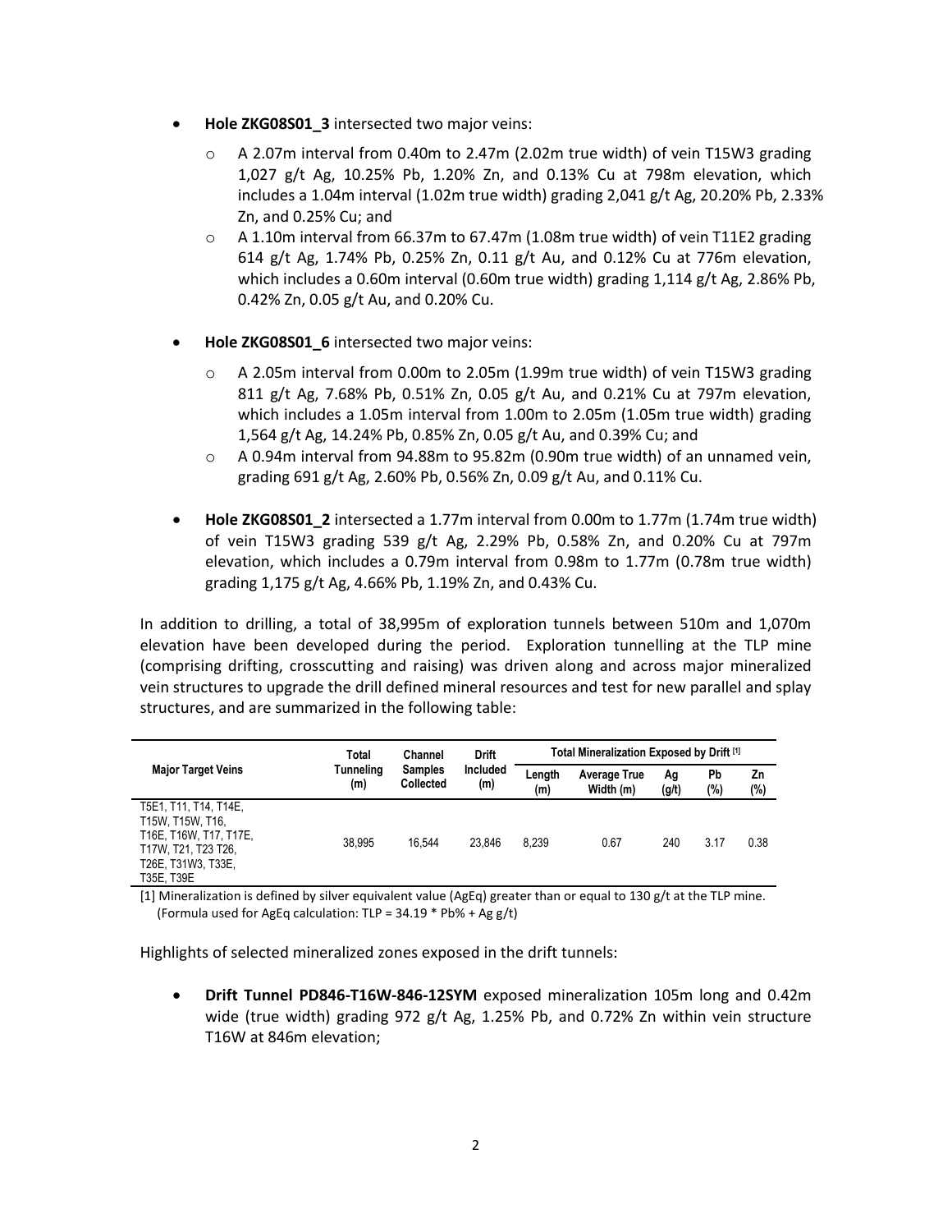- **Hole ZKG08S01_3** intersected two major veins:
  - A 2.07m interval from 0.40m to 2.47m (2.02m true width) of vein T15W3 grading 1,027 g/t Ag, 10.25% Pb, 1.20% Zn, and 0.13% Cu at 798m elevation, which includes a 1.04m interval (1.02m true width) grading 2,041 g/t Ag, 20.20% Pb, 2.33% Zn, and 0.25% Cu; and
  - A 1.10m interval from 66.37m to 67.47m (1.08m true width) of vein T11E2 grading 614 g/t Ag, 1.74% Pb, 0.25% Zn, 0.11 g/t Au, and 0.12% Cu at 776m elevation, which includes a 0.60m interval (0.60m true width) grading 1,114 g/t Ag, 2.86% Pb, 0.42% Zn, 0.05 g/t Au, and 0.20% Cu.

- **Hole ZKG08S01_6** intersected two major veins:
  - A 2.05m interval from 0.00m to 2.05m (1.99m true width) of vein T15W3 grading 811 g/t Ag, 7.68% Pb, 0.51% Zn, 0.05 g/t Au, and 0.21% Cu at 797m elevation, which includes a 1.05m interval from 1.00m to 2.05m (1.05m true width) grading 1,564 g/t Ag, 14.24% Pb, 0.85% Zn, 0.05 g/t Au, and 0.39% Cu; and
  - A 0.94m interval from 94.88m to 95.82m (0.90m true width) of an unnamed vein, grading 691 g/t Ag, 2.60% Pb, 0.56% Zn, 0.09 g/t Au, and 0.11% Cu.

- **Hole ZKG08S01_2** intersected a 1.77m interval from 0.00m to 1.77m (1.74m true width) of vein T15W3 grading 539 g/t Ag, 2.29% Pb, 0.58% Zn, and 0.20% Cu at 797m elevation, which includes a 0.79m interval from 0.98m to 1.77m (0.78m true width) grading 1,175 g/t Ag, 4.66% Pb, 1.19% Zn, and 0.43% Cu.

In addition to drilling, a total of 38,995m of exploration tunnels between 510m and 1,070m elevation have been developed during the period. Exploration tunnelling at the TLP mine (comprising drifting, crosscutting and raising) was driven along and across major mineralized vein structures to upgrade the drill defined mineral resources and test for new parallel and splay structures, and are summarized in the following table:

| Major Target Veins | Total Tunneling (m) | Channel Samples Collected | Drift Included (m) | Total Mineralization Exposed by Drift [1] | | | | |
|---|---|---|---|---|---|---|---|---|
| | | | | Length (m) | Average True Width (m) | Ag (g/t) | Pb (%) | Zn (%) |
| T5E1, T11, T14, T14E, T15W, T15W, T16, T16E, T16W, T17, T17E, T17W, T21, T23 T26, T26E, T31W3, T33E, T35E, T39E | 38,995 | 16,544 | 23,846 | 8,239 | 0.67 | 240 | 3.17 | 0.38 |

[1] Mineralization is defined by silver equivalent value (AgEq) greater than or equal to 130 g/t at the TLP mine. (Formula used for AgEq calculation: TLP = 34.19 * Pb% + Ag g/t)

Highlights of selected mineralized zones exposed in the drift tunnels:

- **Drift Tunnel PD846-T16W-846-12SYM** exposed mineralization 105m long and 0.42m wide (true width) grading 972 g/t Ag, 1.25% Pb, and 0.72% Zn within vein structure T16W at 846m elevation;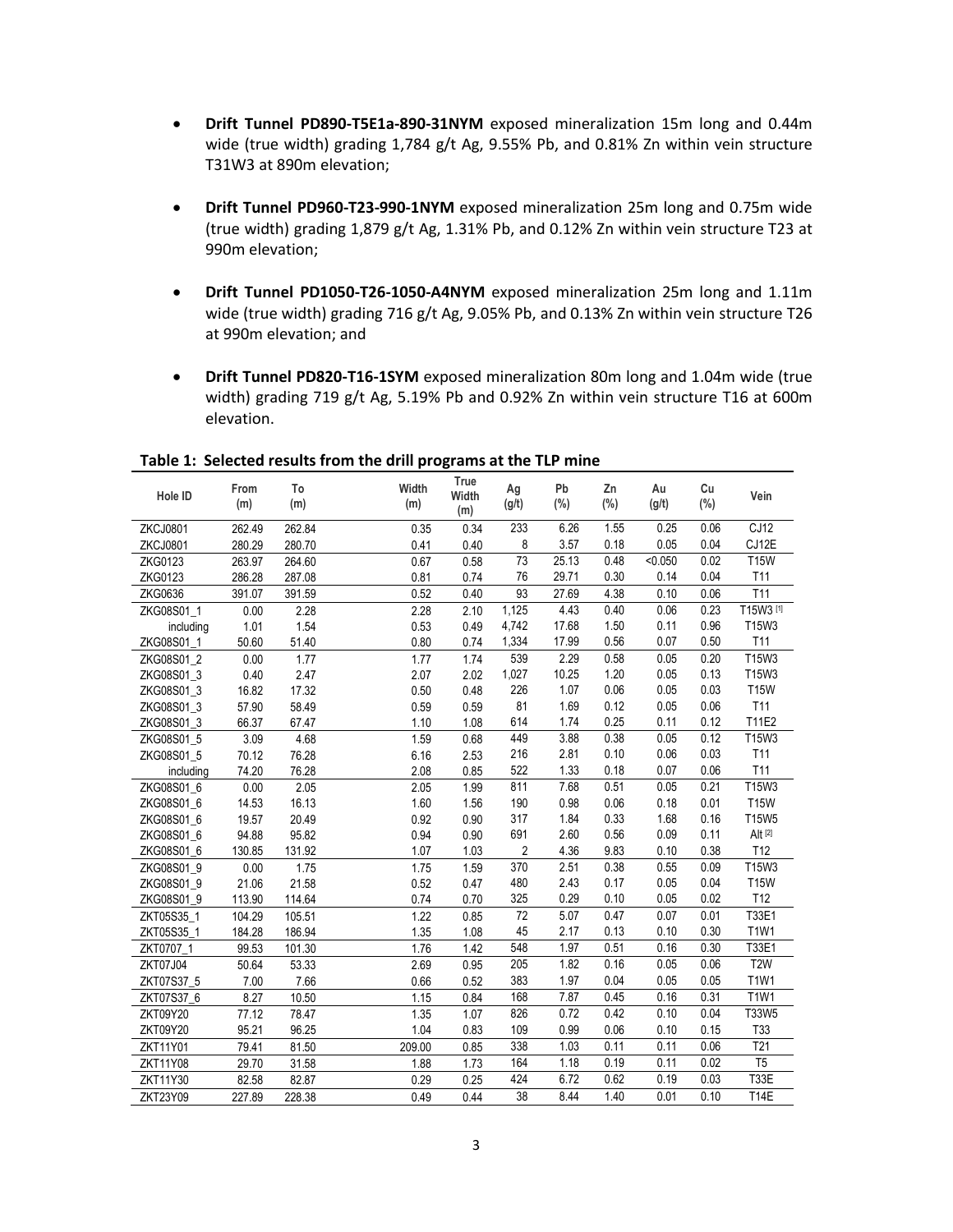- **Drift Tunnel PD890-T5E1a-890-31NYM** exposed mineralization 15m long and 0.44m wide (true width) grading 1,784 g/t Ag, 9.55% Pb, and 0.81% Zn within vein structure T31W3 at 890m elevation;

- **Drift Tunnel PD960-T23-990-1NYM** exposed mineralization 25m long and 0.75m wide (true width) grading 1,879 g/t Ag, 1.31% Pb, and 0.12% Zn within vein structure T23 at 990m elevation;

- **Drift Tunnel PD1050-T26-1050-A4NYM** exposed mineralization 25m long and 1.11m wide (true width) grading 716 g/t Ag, 9.05% Pb, and 0.13% Zn within vein structure T26 at 990m elevation; and

- **Drift Tunnel PD820-T16-1SYM** exposed mineralization 80m long and 1.04m wide (true width) grading 719 g/t Ag, 5.19% Pb and 0.92% Zn within vein structure T16 at 600m elevation.

**Table 1: Selected results from the drill programs at the TLP mine**

| Hole ID | From (m) | To (m) | Width (m) | True Width (m) | Ag (g/t) | Pb (%) | Zn (%) | Au (g/t) | Cu (%) | Vein |
|---|---|---|---|---|---|---|---|---|---|---|
| ZKCJ0801 | 262.49 | 262.84 | 0.35 | 0.34 | 233 | 6.26 | 1.55 | 0.25 | 0.06 | CJ12 |
| ZKCJ0801 | 280.29 | 280.70 | 0.41 | 0.40 | 8 | 3.57 | 0.18 | 0.05 | 0.04 | CJ12E |
| ZKG0123 | 263.97 | 264.60 | 0.67 | 0.58 | 73 | 25.13 | 0.48 | <0.050 | 0.02 | T15W |
| ZKG0123 | 286.28 | 287.08 | 0.81 | 0.74 | 76 | 29.71 | 0.30 | 0.14 | 0.04 | T11 |
| ZKG0636 | 391.07 | 391.59 | 0.52 | 0.40 | 93 | 27.69 | 4.38 | 0.10 | 0.06 | T11 |
| ZKG08S01_1 | 0.00 | 2.28 | 2.28 | 2.10 | 1,125 | 4.43 | 0.40 | 0.06 | 0.23 | T15W3 [1] |
| including | 1.01 | 1.54 | 0.53 | 0.49 | 4,742 | 17.68 | 1.50 | 0.11 | 0.96 | T15W3 |
| ZKG08S01_1 | 50.60 | 51.40 | 0.80 | 0.74 | 1,334 | 17.99 | 0.56 | 0.07 | 0.50 | T11 |
| ZKG08S01_2 | 0.00 | 1.77 | 1.77 | 1.74 | 539 | 2.29 | 0.58 | 0.05 | 0.20 | T15W3 |
| ZKG08S01_3 | 0.40 | 2.47 | 2.07 | 2.02 | 1,027 | 10.25 | 1.20 | 0.05 | 0.13 | T15W3 |
| ZKG08S01_3 | 16.82 | 17.32 | 0.50 | 0.48 | 226 | 1.07 | 0.06 | 0.05 | 0.03 | T15W |
| ZKG08S01_3 | 57.90 | 58.49 | 0.59 | 0.59 | 81 | 1.69 | 0.12 | 0.05 | 0.06 | T11 |
| ZKG08S01_3 | 66.37 | 67.47 | 1.10 | 1.08 | 614 | 1.74 | 0.25 | 0.11 | 0.12 | T11E2 |
| ZKG08S01_5 | 3.09 | 4.68 | 1.59 | 0.68 | 449 | 3.88 | 0.38 | 0.05 | 0.12 | T15W3 |
| ZKG08S01_5 | 70.12 | 76.28 | 6.16 | 2.53 | 216 | 2.81 | 0.10 | 0.06 | 0.03 | T11 |
| including | 74.20 | 76.28 | 2.08 | 0.85 | 522 | 1.33 | 0.18 | 0.07 | 0.06 | T11 |
| ZKG08S01_6 | 0.00 | 2.05 | 2.05 | 1.99 | 811 | 7.68 | 0.51 | 0.05 | 0.21 | T15W3 |
| ZKG08S01_6 | 14.53 | 16.13 | 1.60 | 1.56 | 190 | 0.98 | 0.06 | 0.18 | 0.01 | T15W |
| ZKG08S01_6 | 19.57 | 20.49 | 0.92 | 0.90 | 317 | 1.84 | 0.33 | 1.68 | 0.16 | T15W5 |
| ZKG08S01_6 | 94.88 | 95.82 | 0.94 | 0.90 | 691 | 2.60 | 0.56 | 0.09 | 0.11 | Alt [2] |
| ZKG08S01_6 | 130.85 | 131.92 | 1.07 | 1.03 | 2 | 4.36 | 9.83 | 0.10 | 0.38 | T12 |
| ZKG08S01_9 | 0.00 | 1.75 | 1.75 | 1.59 | 370 | 2.51 | 0.38 | 0.55 | 0.09 | T15W3 |
| ZKG08S01_9 | 21.06 | 21.58 | 0.52 | 0.47 | 480 | 2.43 | 0.17 | 0.05 | 0.04 | T15W |
| ZKG08S01_9 | 113.90 | 114.64 | 0.74 | 0.70 | 325 | 0.29 | 0.10 | 0.05 | 0.02 | T12 |
| ZKT05S35_1 | 104.29 | 105.51 | 1.22 | 0.85 | 72 | 5.07 | 0.47 | 0.07 | 0.01 | T33E1 |
| ZKT05S35_1 | 184.28 | 186.94 | 1.35 | 1.08 | 45 | 2.17 | 0.13 | 0.10 | 0.30 | T1W1 |
| ZKT0707_1 | 99.53 | 101.30 | 1.76 | 1.42 | 548 | 1.97 | 0.51 | 0.16 | 0.30 | T33E1 |
| ZKT07J04 | 50.64 | 53.33 | 2.69 | 0.95 | 205 | 1.82 | 0.16 | 0.05 | 0.06 | T2W |
| ZKT07S37_5 | 7.00 | 7.66 | 0.66 | 0.52 | 383 | 1.97 | 0.04 | 0.05 | 0.05 | T1W1 |
| ZKT07S37_6 | 8.27 | 10.50 | 1.15 | 0.84 | 168 | 7.87 | 0.45 | 0.16 | 0.31 | T1W1 |
| ZKT09Y20 | 77.12 | 78.47 | 1.35 | 1.07 | 826 | 0.72 | 0.42 | 0.10 | 0.04 | T33W5 |
| ZKT09Y20 | 95.21 | 96.25 | 1.04 | 0.83 | 109 | 0.99 | 0.06 | 0.10 | 0.15 | T33 |
| ZKT11Y01 | 79.41 | 81.50 | 209.00 | 0.85 | 338 | 1.03 | 0.11 | 0.11 | 0.06 | T21 |
| ZKT11Y08 | 29.70 | 31.58 | 1.88 | 1.73 | 164 | 1.18 | 0.19 | 0.11 | 0.02 | T5 |
| ZKT11Y30 | 82.58 | 82.87 | 0.29 | 0.25 | 424 | 6.72 | 0.62 | 0.19 | 0.03 | T33E |
| ZKT23Y09 | 227.89 | 228.38 | 0.49 | 0.44 | 38 | 8.44 | 1.40 | 0.01 | 0.10 | T14E |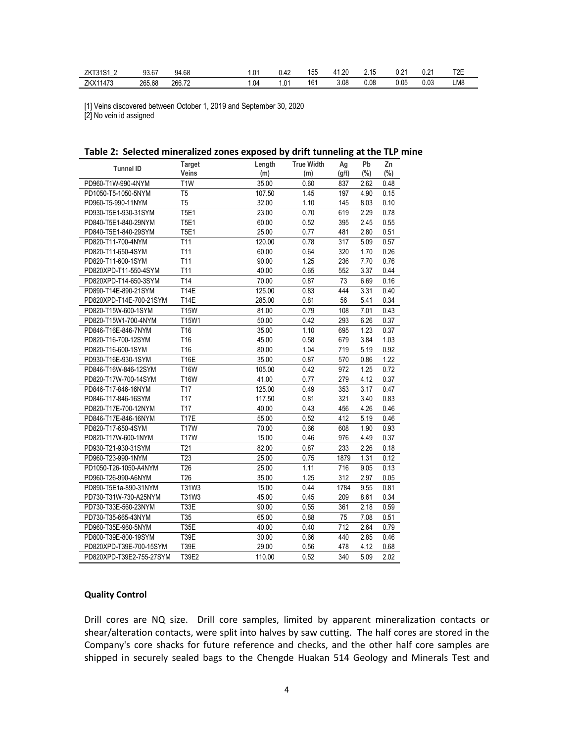| ZKT31S1_2 | 93.67 | 94.68 | 1.01 | 0.42 | 155 | 41.20 | 2.15 | 0.21 | 0.21 | T2E |
|---|---|---|---|---|---|---|---|---|---|---|
| ZKX11473 | 265.68 | 266.72 | 1.04 | 1.01 | 161 | 3.08 | 0.08 | 0.05 | 0.03 | LM8 |

[1] Veins discovered between October 1, 2019 and September 30, 2020
[2] No vein id assigned

**Table 2: Selected mineralized zones exposed by drift tunneling at the TLP mine**

| Tunnel ID | Target Veins | Length (m) | True Width (m) | Ag (g/t) | Pb (%) | Zn (%) |
|---|---|---|---|---|---|---|
| PD960-T1W-990-4NYM | T1W | 35.00 | 0.60 | 837 | 2.62 | 0.48 |
| PD1050-T5-1050-5NYM | T5 | 107.50 | 1.45 | 197 | 4.90 | 0.15 |
| PD960-T5-990-11NYM | T5 | 32.00 | 1.10 | 145 | 8.03 | 0.10 |
| PD930-T5E1-930-31SYM | T5E1 | 23.00 | 0.70 | 619 | 2.29 | 0.78 |
| PD840-T5E1-840-29NYM | T5E1 | 60.00 | 0.52 | 395 | 2.45 | 0.55 |
| PD840-T5E1-840-29SYM | T5E1 | 25.00 | 0.77 | 481 | 2.80 | 0.51 |
| PD820-T11-700-4NYM | T11 | 120.00 | 0.78 | 317 | 5.09 | 0.57 |
| PD820-T11-650-4SYM | T11 | 60.00 | 0.64 | 320 | 1.70 | 0.26 |
| PD820-T11-600-1SYM | T11 | 90.00 | 1.25 | 236 | 7.70 | 0.76 |
| PD820XPD-T11-550-4SYM | T11 | 40.00 | 0.65 | 552 | 3.37 | 0.44 |
| PD820XPD-T14-650-3SYM | T14 | 70.00 | 0.87 | 73 | 6.69 | 0.16 |
| PD890-T14E-890-21SYM | T14E | 125.00 | 0.83 | 444 | 3.31 | 0.40 |
| PD820XPD-T14E-700-21SYM | T14E | 285.00 | 0.81 | 56 | 5.41 | 0.34 |
| PD820-T15W-600-1SYM | T15W | 81.00 | 0.79 | 108 | 7.01 | 0.43 |
| PD820-T15W1-700-4NYM | T15W1 | 50.00 | 0.42 | 293 | 6.26 | 0.37 |
| PD846-T16E-846-7NYM | T16 | 35.00 | 1.10 | 695 | 1.23 | 0.37 |
| PD820-T16-700-12SYM | T16 | 45.00 | 0.58 | 679 | 3.84 | 1.03 |
| PD820-T16-600-1SYM | T16 | 80.00 | 1.04 | 719 | 5.19 | 0.92 |
| PD930-T16E-930-1SYM | T16E | 35.00 | 0.87 | 570 | 0.86 | 1.22 |
| PD846-T16W-846-12SYM | T16W | 105.00 | 0.42 | 972 | 1.25 | 0.72 |
| PD820-T17W-700-14SYM | T16W | 41.00 | 0.77 | 279 | 4.12 | 0.37 |
| PD846-T17-846-16NYM | T17 | 125.00 | 0.49 | 353 | 3.17 | 0.47 |
| PD846-T17-846-16SYM | T17 | 117.50 | 0.81 | 321 | 3.40 | 0.83 |
| PD820-T17E-700-12NYM | T17 | 40.00 | 0.43 | 456 | 4.26 | 0.46 |
| PD846-T17E-846-16NYM | T17E | 55.00 | 0.52 | 412 | 5.19 | 0.46 |
| PD820-T17-650-4SYM | T17W | 70.00 | 0.66 | 608 | 1.90 | 0.93 |
| PD820-T17W-600-1NYM | T17W | 15.00 | 0.46 | 976 | 4.49 | 0.37 |
| PD930-T21-930-31SYM | T21 | 82.00 | 0.87 | 233 | 2.26 | 0.18 |
| PD960-T23-990-1NYM | T23 | 25.00 | 0.75 | 1879 | 1.31 | 0.12 |
| PD1050-T26-1050-A4NYM | T26 | 25.00 | 1.11 | 716 | 9.05 | 0.13 |
| PD960-T26-990-A6NYM | T26 | 35.00 | 1.25 | 312 | 2.97 | 0.05 |
| PD890-T5E1a-890-31NYM | T31W3 | 15.00 | 0.44 | 1784 | 9.55 | 0.81 |
| PD730-T31W-730-A25NYM | T31W3 | 45.00 | 0.45 | 209 | 8.61 | 0.34 |
| PD730-T33E-560-23NYM | T33E | 90.00 | 0.55 | 361 | 2.18 | 0.59 |
| PD730-T35-665-43NYM | T35 | 65.00 | 0.88 | 75 | 7.08 | 0.51 |
| PD960-T35E-960-5NYM | T35E | 40.00 | 0.40 | 712 | 2.64 | 0.79 |
| PD800-T39E-800-19SYM | T39E | 30.00 | 0.66 | 440 | 2.85 | 0.46 |
| PD820XPD-T39E-700-15SYM | T39E | 29.00 | 0.56 | 478 | 4.12 | 0.68 |
| PD820XPD-T39E2-755-27SYM | T39E2 | 110.00 | 0.52 | 340 | 5.09 | 2.02 |

### Quality Control

Drill cores are NQ size. Drill core samples, limited by apparent mineralization contacts or shear/alteration contacts, were split into halves by saw cutting. The half cores are stored in the Company's core shacks for future reference and checks, and the other half core samples are shipped in securely sealed bags to the Chengde Huakan 514 Geology and Minerals Test and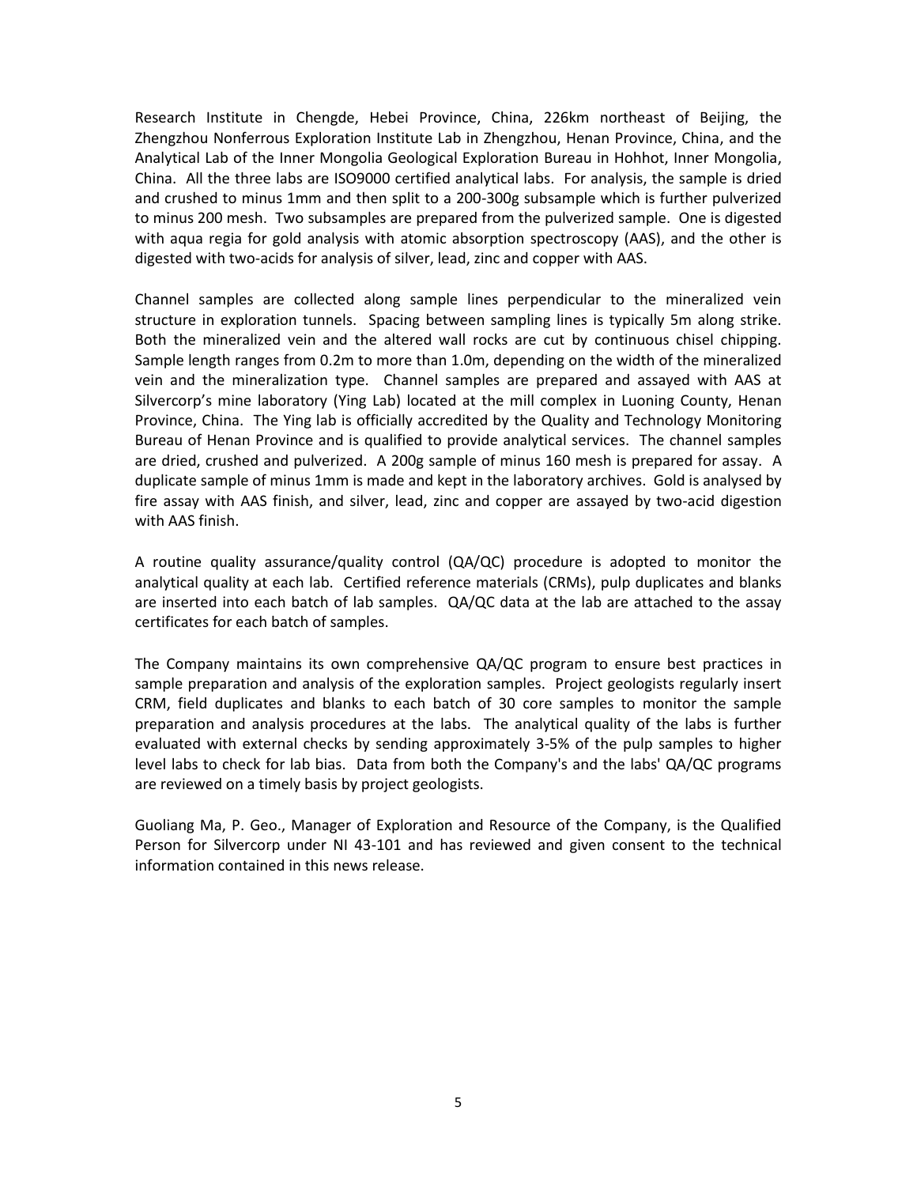Research Institute in Chengde, Hebei Province, China, 226km northeast of Beijing, the Zhengzhou Nonferrous Exploration Institute Lab in Zhengzhou, Henan Province, China, and the Analytical Lab of the Inner Mongolia Geological Exploration Bureau in Hohhot, Inner Mongolia, China. All the three labs are ISO9000 certified analytical labs. For analysis, the sample is dried and crushed to minus 1mm and then split to a 200-300g subsample which is further pulverized to minus 200 mesh. Two subsamples are prepared from the pulverized sample. One is digested with aqua regia for gold analysis with atomic absorption spectroscopy (AAS), and the other is digested with two-acids for analysis of silver, lead, zinc and copper with AAS.

Channel samples are collected along sample lines perpendicular to the mineralized vein structure in exploration tunnels. Spacing between sampling lines is typically 5m along strike. Both the mineralized vein and the altered wall rocks are cut by continuous chisel chipping. Sample length ranges from 0.2m to more than 1.0m, depending on the width of the mineralized vein and the mineralization type. Channel samples are prepared and assayed with AAS at Silvercorp's mine laboratory (Ying Lab) located at the mill complex in Luoning County, Henan Province, China. The Ying lab is officially accredited by the Quality and Technology Monitoring Bureau of Henan Province and is qualified to provide analytical services. The channel samples are dried, crushed and pulverized. A 200g sample of minus 160 mesh is prepared for assay. A duplicate sample of minus 1mm is made and kept in the laboratory archives. Gold is analysed by fire assay with AAS finish, and silver, lead, zinc and copper are assayed by two-acid digestion with AAS finish.

A routine quality assurance/quality control (QA/QC) procedure is adopted to monitor the analytical quality at each lab. Certified reference materials (CRMs), pulp duplicates and blanks are inserted into each batch of lab samples. QA/QC data at the lab are attached to the assay certificates for each batch of samples.

The Company maintains its own comprehensive QA/QC program to ensure best practices in sample preparation and analysis of the exploration samples. Project geologists regularly insert CRM, field duplicates and blanks to each batch of 30 core samples to monitor the sample preparation and analysis procedures at the labs. The analytical quality of the labs is further evaluated with external checks by sending approximately 3-5% of the pulp samples to higher level labs to check for lab bias. Data from both the Company's and the labs' QA/QC programs are reviewed on a timely basis by project geologists.

Guoliang Ma, P. Geo., Manager of Exploration and Resource of the Company, is the Qualified Person for Silvercorp under NI 43-101 and has reviewed and given consent to the technical information contained in this news release.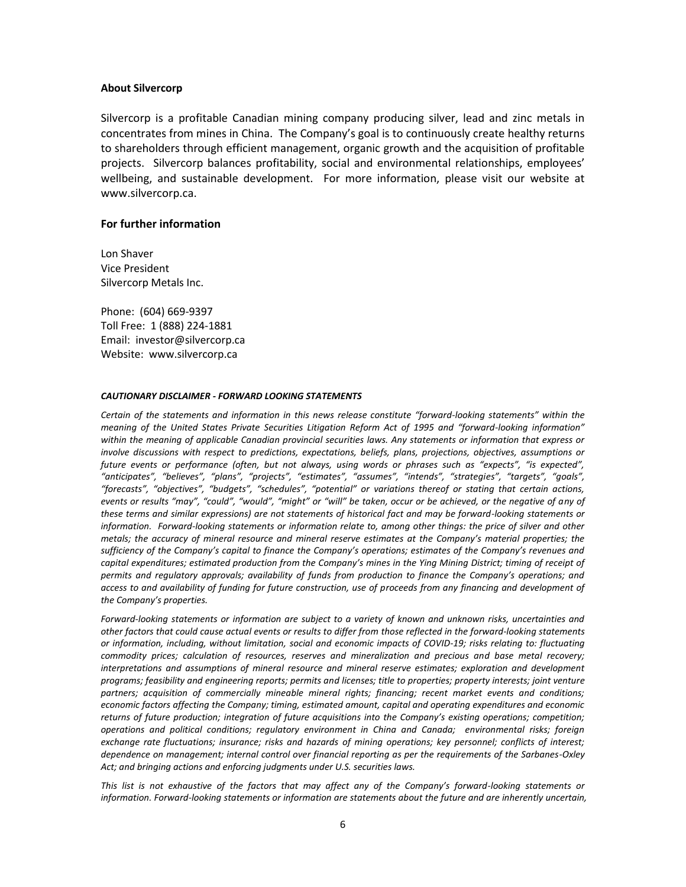**About Silvercorp**

Silvercorp is a profitable Canadian mining company producing silver, lead and zinc metals in concentrates from mines in China. The Company's goal is to continuously create healthy returns to shareholders through efficient management, organic growth and the acquisition of profitable projects. Silvercorp balances profitability, social and environmental relationships, employees' wellbeing, and sustainable development. For more information, please visit our website at www.silvercorp.ca.

## For further information

Lon Shaver
Vice President
Silvercorp Metals Inc.

Phone: (604) 669-9397
Toll Free: 1 (888) 224-1881
Email: investor@silvercorp.ca
Website: www.silvercorp.ca

***CAUTIONARY DISCLAIMER - FORWARD LOOKING STATEMENTS***

*Certain of the statements and information in this news release constitute "forward-looking statements" within the meaning of the United States Private Securities Litigation Reform Act of 1995 and "forward-looking information" within the meaning of applicable Canadian provincial securities laws. Any statements or information that express or involve discussions with respect to predictions, expectations, beliefs, plans, projections, objectives, assumptions or future events or performance (often, but not always, using words or phrases such as "expects", "is expected", "anticipates", "believes", "plans", "projects", "estimates", "assumes", "intends", "strategies", "targets", "goals", "forecasts", "objectives", "budgets", "schedules", "potential" or variations thereof or stating that certain actions, events or results "may", "could", "would", "might" or "will" be taken, occur or be achieved, or the negative of any of these terms and similar expressions) are not statements of historical fact and may be forward-looking statements or information. Forward-looking statements or information relate to, among other things: the price of silver and other metals; the accuracy of mineral resource and mineral reserve estimates at the Company's material properties; the sufficiency of the Company's capital to finance the Company's operations; estimates of the Company's revenues and capital expenditures; estimated production from the Company's mines in the Ying Mining District; timing of receipt of permits and regulatory approvals; availability of funds from production to finance the Company's operations; and access to and availability of funding for future construction, use of proceeds from any financing and development of the Company's properties.*

*Forward-looking statements or information are subject to a variety of known and unknown risks, uncertainties and other factors that could cause actual events or results to differ from those reflected in the forward-looking statements or information, including, without limitation, social and economic impacts of COVID-19; risks relating to: fluctuating commodity prices; calculation of resources, reserves and mineralization and precious and base metal recovery; interpretations and assumptions of mineral resource and mineral reserve estimates; exploration and development programs; feasibility and engineering reports; permits and licenses; title to properties; property interests; joint venture partners; acquisition of commercially mineable mineral rights; financing; recent market events and conditions; economic factors affecting the Company; timing, estimated amount, capital and operating expenditures and economic returns of future production; integration of future acquisitions into the Company's existing operations; competition; operations and political conditions; regulatory environment in China and Canada; environmental risks; foreign exchange rate fluctuations; insurance; risks and hazards of mining operations; key personnel; conflicts of interest; dependence on management; internal control over financial reporting as per the requirements of the Sarbanes-Oxley Act; and bringing actions and enforcing judgments under U.S. securities laws.*

*This list is not exhaustive of the factors that may affect any of the Company's forward-looking statements or information. Forward-looking statements or information are statements about the future and are inherently uncertain,*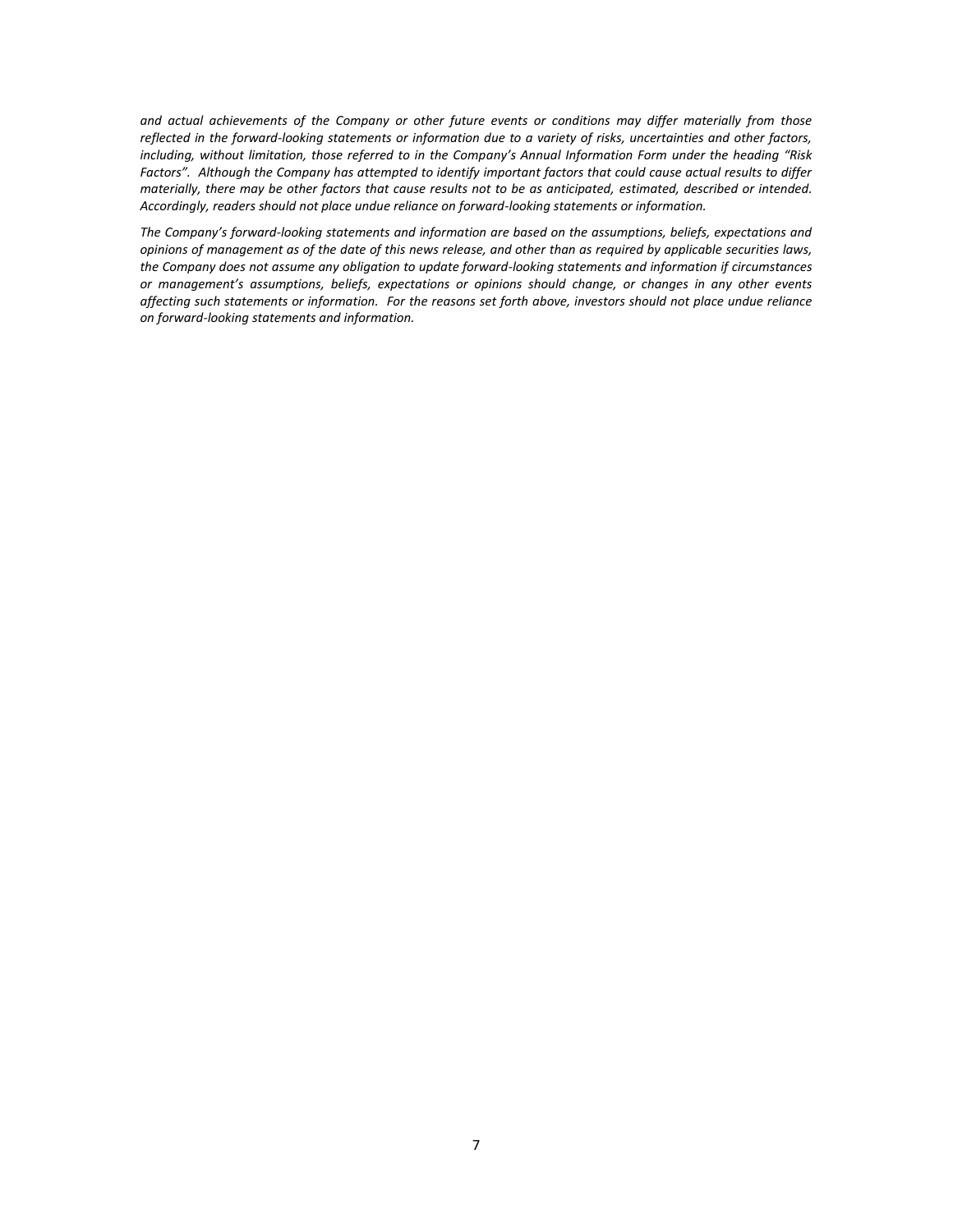*and actual achievements of the Company or other future events or conditions may differ materially from those reflected in the forward-looking statements or information due to a variety of risks, uncertainties and other factors, including, without limitation, those referred to in the Company's Annual Information Form under the heading "Risk Factors". Although the Company has attempted to identify important factors that could cause actual results to differ materially, there may be other factors that cause results not to be as anticipated, estimated, described or intended. Accordingly, readers should not place undue reliance on forward-looking statements or information.*

*The Company's forward-looking statements and information are based on the assumptions, beliefs, expectations and opinions of management as of the date of this news release, and other than as required by applicable securities laws, the Company does not assume any obligation to update forward-looking statements and information if circumstances or management's assumptions, beliefs, expectations or opinions should change, or changes in any other events affecting such statements or information. For the reasons set forth above, investors should not place undue reliance on forward-looking statements and information.*